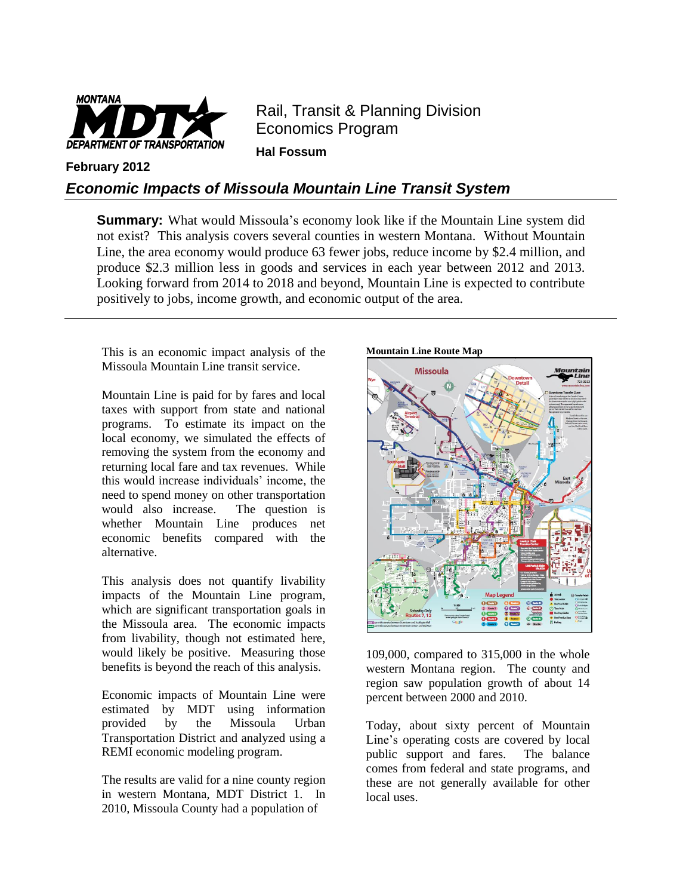Rail, Transit & Planning Division
Economics Program

**Hal Fossum**

**February 2012**

# *Economic Impacts of Missoula Mountain Line Transit System*

**Summary:** What would Missoula's economy look like if the Mountain Line system did not exist? This analysis covers several counties in western Montana. Without Mountain Line, the area economy would produce 63 fewer jobs, reduce income by $2.4 million, and produce $2.3 million less in goods and services in each year between 2012 and 2013. Looking forward from 2014 to 2018 and beyond, Mountain Line is expected to contribute positively to jobs, income growth, and economic output of the area.

This is an economic impact analysis of the Missoula Mountain Line transit service.

Mountain Line is paid for by fares and local taxes with support from state and national programs. To estimate its impact on the local economy, we simulated the effects of removing the system from the economy and returning local fare and tax revenues. While this would increase individuals' income, the need to spend money on other transportation would also increase. The question is whether Mountain Line produces net economic benefits compared with the alternative.

This analysis does not quantify livability impacts of the Mountain Line program, which are significant transportation goals in the Missoula area. The economic impacts from livability, though not estimated here, would likely be positive. Measuring those benefits is beyond the reach of this analysis.

Economic impacts of Mountain Line were estimated by MDT using information provided by the Missoula Urban Transportation District and analyzed using a REMI economic modeling program.

The results are valid for a nine county region in western Montana, MDT District 1. In 2010, Missoula County had a population of 109,000, compared to 315,000 in the whole western Montana region. The county and region saw population growth of about 14 percent between 2000 and 2010.

**Mountain Line Route Map**

Today, about sixty percent of Mountain Line's operating costs are covered by local public support and fares. The balance comes from federal and state programs, and these are not generally available for other local uses.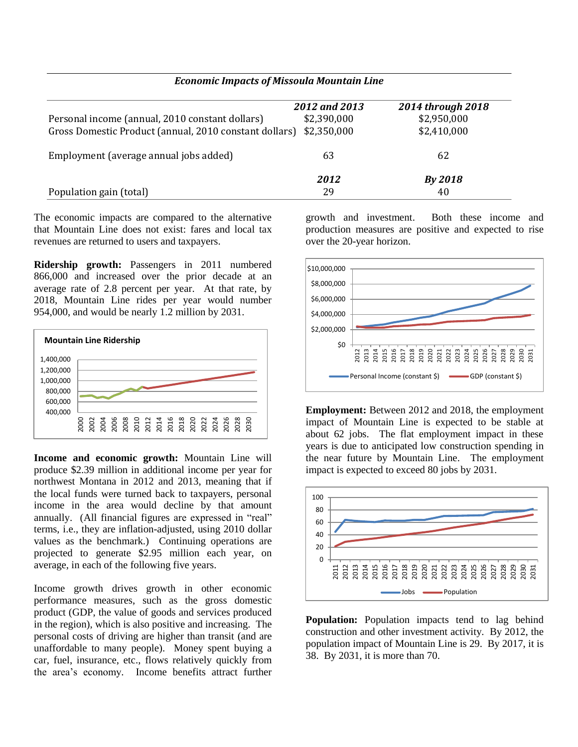***Economic Impacts of Missoula Mountain Line***

| | *2012 and 2013* | *2014 through 2018* |
|---|---|---|
| Personal income (annual, 2010 constant dollars) | $2,390,000 | $2,950,000 |
| Gross Domestic Product (annual, 2010 constant dollars) | $2,350,000 | $2,410,000 |
| Employment (average annual jobs added) | 63 | 62 |
| | *2012* | *By 2018* |
| Population gain (total) | 29 | 40 |

The economic impacts are compared to the alternative that Mountain Line does not exist: fares and local tax revenues are returned to users and taxpayers.

**Ridership growth:** Passengers in 2011 numbered 866,000 and increased over the prior decade at an average rate of 2.8 percent per year. At that rate, by 2018, Mountain Line rides per year would number 954,000, and would be nearly 1.2 million by 2031.

**Mountain Line Ridership**

**Income and economic growth:** Mountain Line will produce $2.39 million in additional income per year for northwest Montana in 2012 and 2013, meaning that if the local funds were turned back to taxpayers, personal income in the area would decline by that amount annually. (All financial figures are expressed in "real" terms, i.e., they are inflation-adjusted, using 2010 dollar values as the benchmark.) Continuing operations are projected to generate $2.95 million each year, on average, in each of the following five years.

Income growth drives growth in other economic performance measures, such as the gross domestic product (GDP, the value of goods and services produced in the region), which is also positive and increasing. The personal costs of driving are higher than transit (and are unaffordable to many people). Money spent buying a car, fuel, insurance, etc., flows relatively quickly from the area's economy. Income benefits attract further growth and investment. Both these income and production measures are positive and expected to rise over the 20-year horizon.

**Employment:** Between 2012 and 2018, the employment impact of Mountain Line is expected to be stable at about 62 jobs. The flat employment impact in these years is due to anticipated low construction spending in the near future by Mountain Line. The employment impact is expected to exceed 80 jobs by 2031.

**Population:** Population impacts tend to lag behind construction and other investment activity. By 2012, the population impact of Mountain Line is 29. By 2017, it is 38. By 2031, it is more than 70.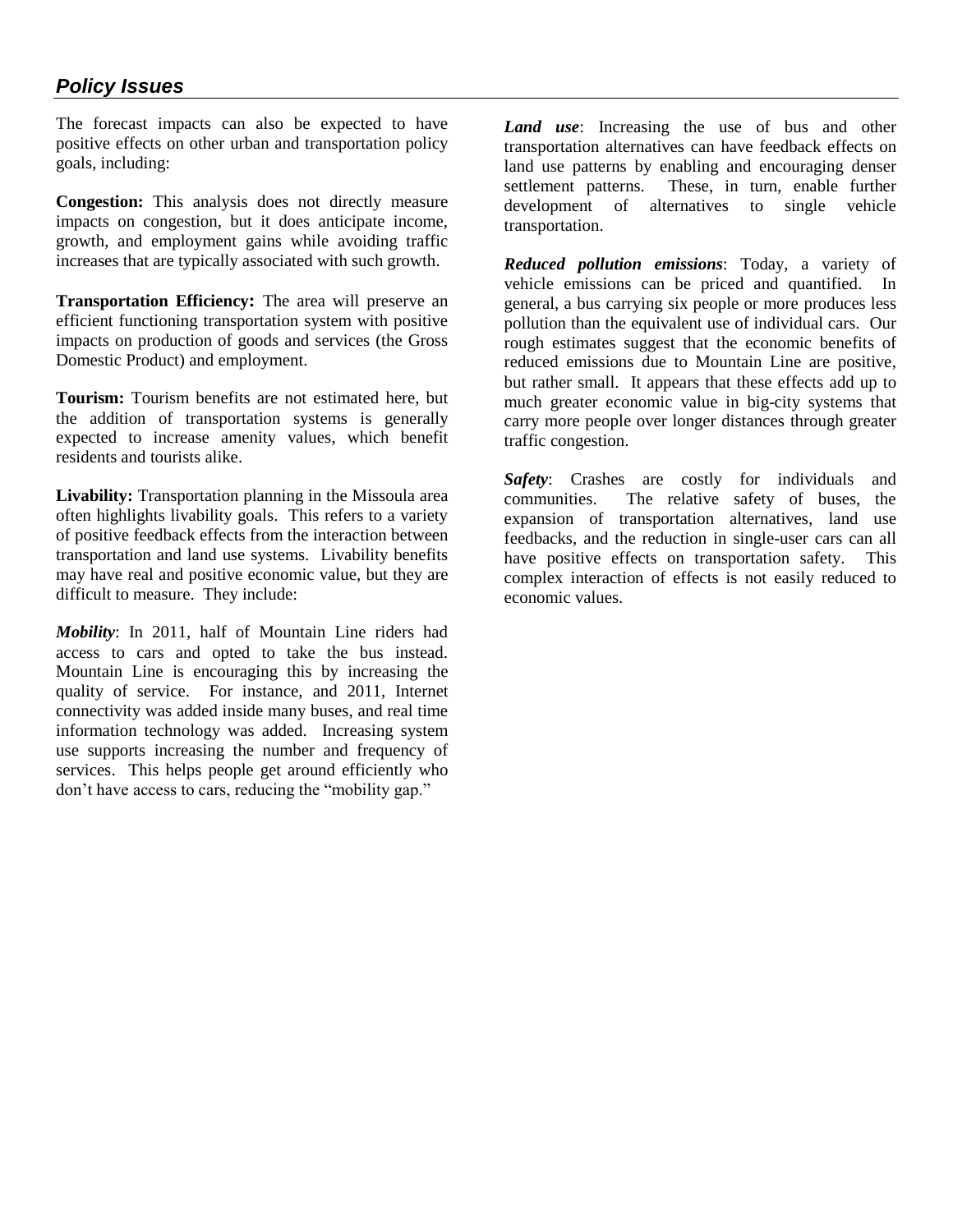## *Policy Issues*

The forecast impacts can also be expected to have positive effects on other urban and transportation policy goals, including:

**Congestion:** This analysis does not directly measure impacts on congestion, but it does anticipate income, growth, and employment gains while avoiding traffic increases that are typically associated with such growth.

**Transportation Efficiency:** The area will preserve an efficient functioning transportation system with positive impacts on production of goods and services (the Gross Domestic Product) and employment.

**Tourism:** Tourism benefits are not estimated here, but the addition of transportation systems is generally expected to increase amenity values, which benefit residents and tourists alike.

**Livability:** Transportation planning in the Missoula area often highlights livability goals. This refers to a variety of positive feedback effects from the interaction between transportation and land use systems. Livability benefits may have real and positive economic value, but they are difficult to measure. They include:

***Mobility***: In 2011, half of Mountain Line riders had access to cars and opted to take the bus instead. Mountain Line is encouraging this by increasing the quality of service. For instance, and 2011, Internet connectivity was added inside many buses, and real time information technology was added. Increasing system use supports increasing the number and frequency of services. This helps people get around efficiently who don't have access to cars, reducing the "mobility gap."

***Land use***: Increasing the use of bus and other transportation alternatives can have feedback effects on land use patterns by enabling and encouraging denser settlement patterns. These, in turn, enable further development of alternatives to single vehicle transportation.

***Reduced pollution emissions***: Today, a variety of vehicle emissions can be priced and quantified. In general, a bus carrying six people or more produces less pollution than the equivalent use of individual cars. Our rough estimates suggest that the economic benefits of reduced emissions due to Mountain Line are positive, but rather small. It appears that these effects add up to much greater economic value in big-city systems that carry more people over longer distances through greater traffic congestion.

***Safety***: Crashes are costly for individuals and communities. The relative safety of buses, the expansion of transportation alternatives, land use feedbacks, and the reduction in single-user cars can all have positive effects on transportation safety. This complex interaction of effects is not easily reduced to economic values.